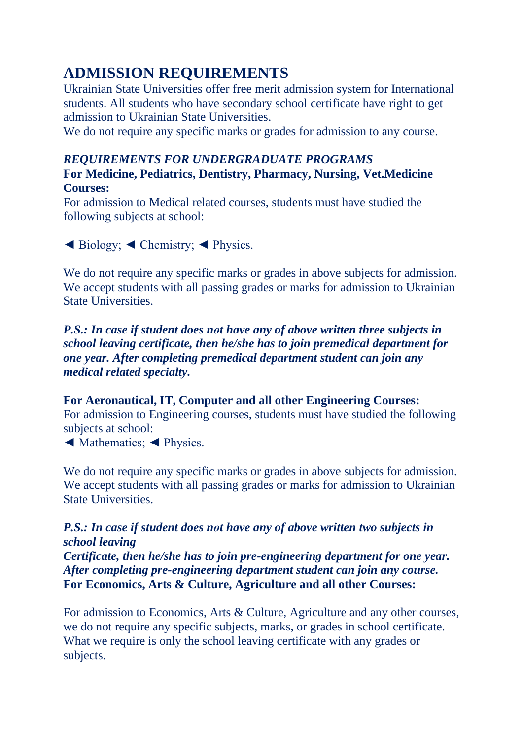# ADMISSION REQUIREMENTS

Ukrainian State Universities offer free merit admission system for International students. All students who have secondary school certificate have right to get admission to Ukrainian State Universities.

We do not require any specific marks or grades for admission to any course.

## *REQUIREMENTS FOR UNDERGRADUATE PROGRAMS*

**For Medicine, Pediatrics, Dentistry, Pharmacy, Nursing, Vet.Medicine Courses:**

For admission to Medical related courses, students must have studied the following subjects at school:

◄ Biology; ◄ Chemistry; ◄ Physics.

We do not require any specific marks or grades in above subjects for admission. We accept students with all passing grades or marks for admission to Ukrainian State Universities.

***P.S.: In case if student does not have any of above written three subjects in school leaving certificate, then he/she has to join premedical department for one year. After completing premedical department student can join any medical related specialty.***

**For Aeronautical, IT, Computer and all other Engineering Courses:**

For admission to Engineering courses, students must have studied the following subjects at school:

◄ Mathematics; ◄ Physics.

We do not require any specific marks or grades in above subjects for admission. We accept students with all passing grades or marks for admission to Ukrainian State Universities.

***P.S.: In case if student does not have any of above written two subjects in school leaving Certificate, then he/she has to join pre-engineering department for one year. After completing pre-engineering department student can join any course.***

**For Economics, Arts & Culture, Agriculture and all other Courses:**

For admission to Economics, Arts & Culture, Agriculture and any other courses, we do not require any specific subjects, marks, or grades in school certificate. What we require is only the school leaving certificate with any grades or subjects.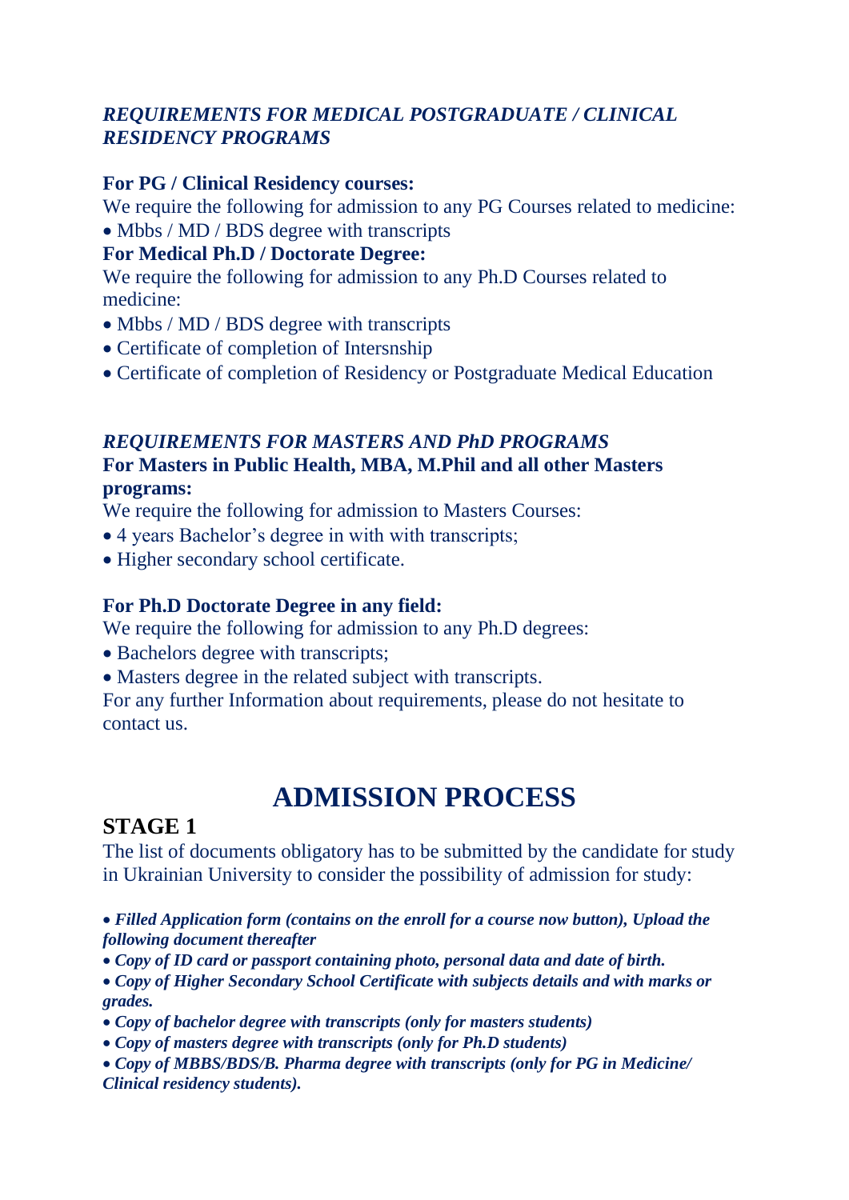### *REQUIREMENTS FOR MEDICAL POSTGRADUATE / CLINICAL RESIDENCY PROGRAMS*

**For PG / Clinical Residency courses:**

We require the following for admission to any PG Courses related to medicine:

- Mbbs / MD / BDS degree with transcripts

**For Medical Ph.D / Doctorate Degree:**

We require the following for admission to any Ph.D Courses related to medicine:

- Mbbs / MD / BDS degree with transcripts
- Certificate of completion of Intersnship
- Certificate of completion of Residency or Postgraduate Medical Education

### *REQUIREMENTS FOR MASTERS AND PhD PROGRAMS*

**For Masters in Public Health, MBA, M.Phil and all other Masters programs:**

We require the following for admission to Masters Courses:

- 4 years Bachelor's degree in with with transcripts;
- Higher secondary school certificate.

**For Ph.D Doctorate Degree in any field:**

We require the following for admission to any Ph.D degrees:

- Bachelors degree with transcripts;
- Masters degree in the related subject with transcripts.

For any further Information about requirements, please do not hesitate to contact us.

# ADMISSION PROCESS

## STAGE 1

The list of documents obligatory has to be submitted by the candidate for study in Ukrainian University to consider the possibility of admission for study:

- ***Filled Application form (contains on the enroll for a course now button), Upload the following document thereafter***
- ***Copy of ID card or passport containing photo, personal data and date of birth.***
- ***Copy of Higher Secondary School Certificate with subjects details and with marks or grades.***
- ***Copy of bachelor degree with transcripts (only for masters students)***
- ***Copy of masters degree with transcripts (only for Ph.D students)***
- ***Copy of MBBS/BDS/B. Pharma degree with transcripts (only for PG in Medicine/ Clinical residency students).***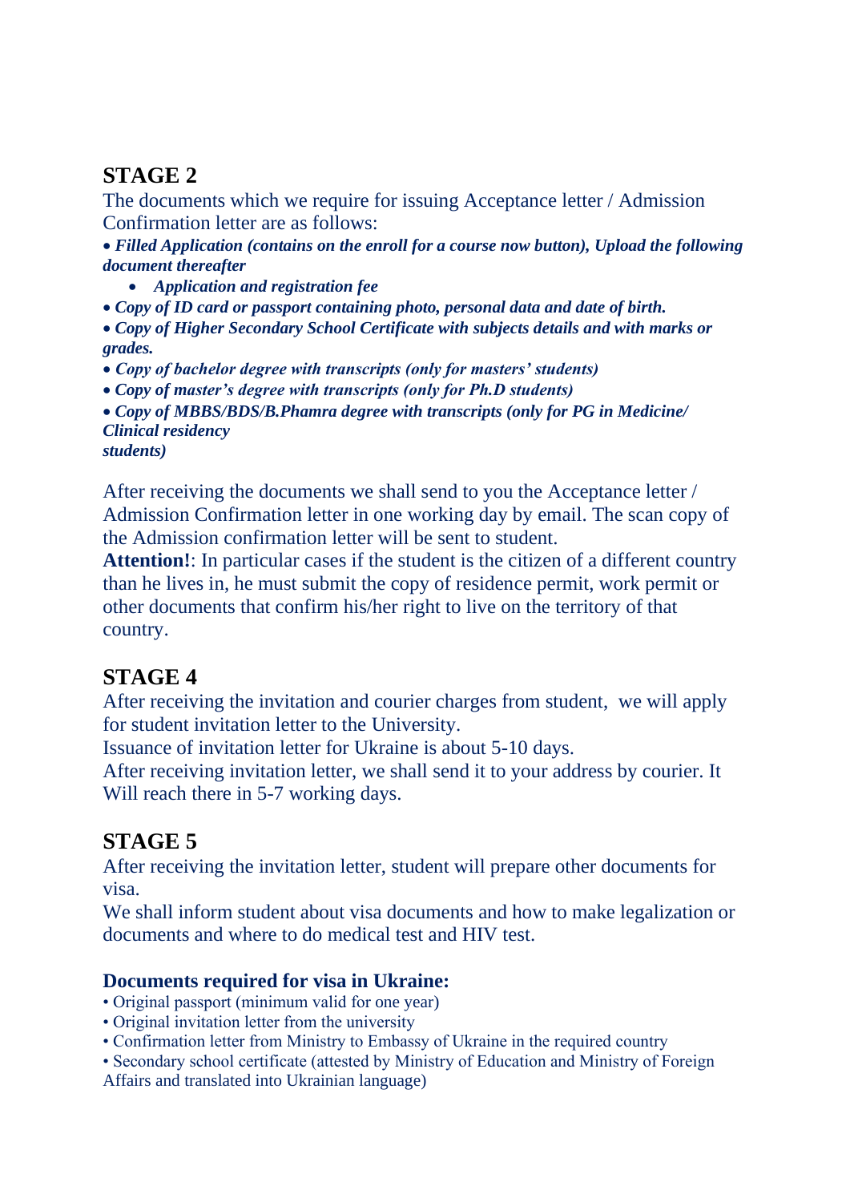## STAGE 2

The documents which we require for issuing Acceptance letter / Admission Confirmation letter are as follows:

- ***Filled Application (contains on the enroll for a course now button), Upload the following document thereafter***
    - ***Application and registration fee***
- ***Copy of ID card or passport containing photo, personal data and date of birth.***
- ***Copy of Higher Secondary School Certificate with subjects details and with marks or grades.***
- ***Copy of bachelor degree with transcripts (only for masters' students)***
- ***Copy of master's degree with transcripts (only for Ph.D students)***
- ***Copy of MBBS/BDS/B.Phamra degree with transcripts (only for PG in Medicine/ Clinical residency students)***

After receiving the documents we shall send to you the Acceptance letter / Admission Confirmation letter in one working day by email. The scan copy of the Admission confirmation letter will be sent to student.

**Attention!**: In particular cases if the student is the citizen of a different country than he lives in, he must submit the copy of residence permit, work permit or other documents that confirm his/her right to live on the territory of that country.

## STAGE 4

After receiving the invitation and courier charges from student, we will apply for student invitation letter to the University.

Issuance of invitation letter for Ukraine is about 5-10 days.

After receiving invitation letter, we shall send it to your address by courier. It Will reach there in 5-7 working days.

## STAGE 5

After receiving the invitation letter, student will prepare other documents for visa.

We shall inform student about visa documents and how to make legalization or documents and where to do medical test and HIV test.

### Documents required for visa in Ukraine:

- Original passport (minimum valid for one year)
- Original invitation letter from the university
- Confirmation letter from Ministry to Embassy of Ukraine in the required country
- Secondary school certificate (attested by Ministry of Education and Ministry of Foreign Affairs and translated into Ukrainian language)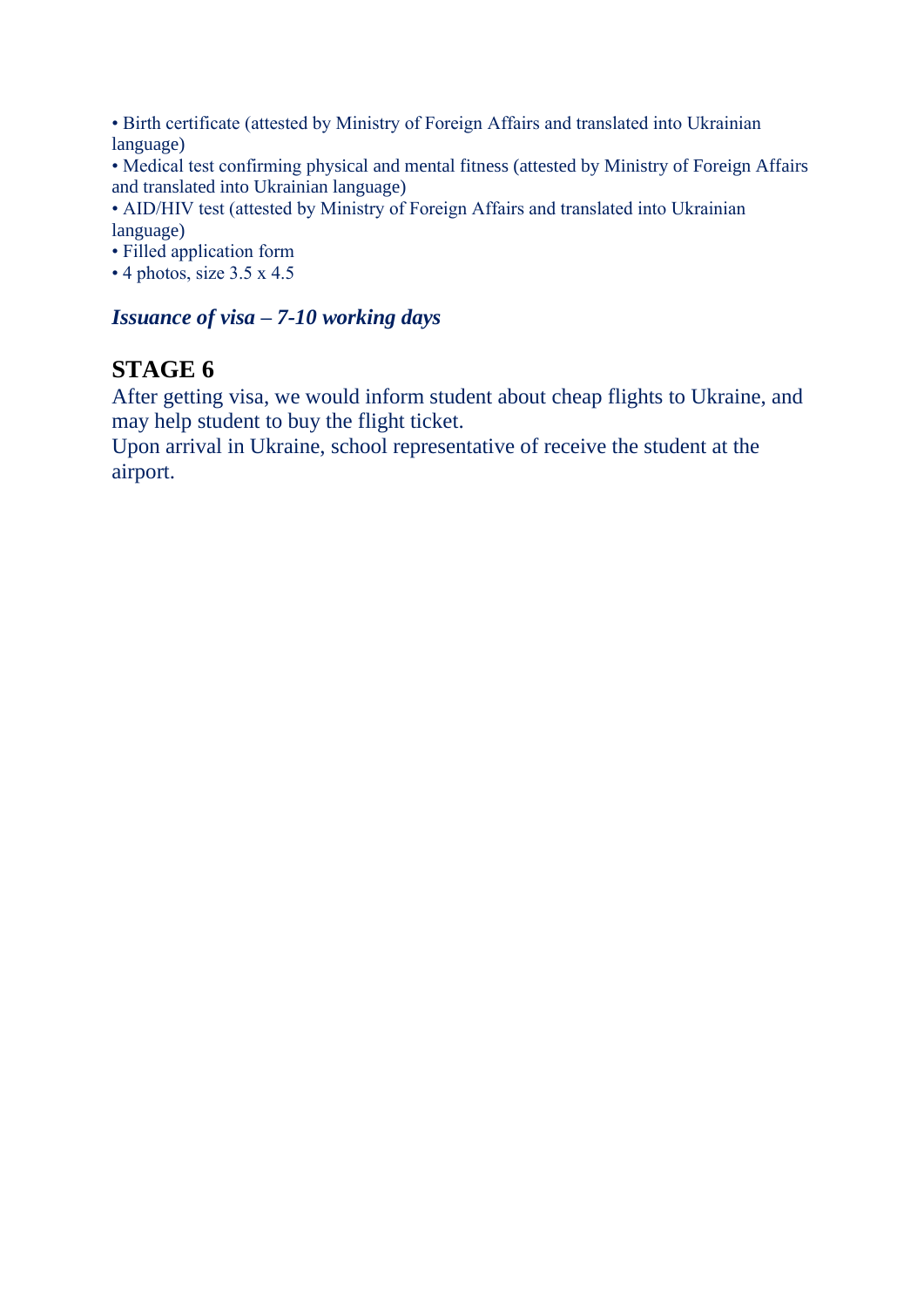- Birth certificate (attested by Ministry of Foreign Affairs and translated into Ukrainian language)
- Medical test confirming physical and mental fitness (attested by Ministry of Foreign Affairs and translated into Ukrainian language)
- AID/HIV test (attested by Ministry of Foreign Affairs and translated into Ukrainian language)
- Filled application form
- 4 photos, size 3.5 x 4.5

***Issuance of visa – 7-10 working days***

## STAGE 6

After getting visa, we would inform student about cheap flights to Ukraine, and may help student to buy the flight ticket.
Upon arrival in Ukraine, school representative of receive the student at the airport.